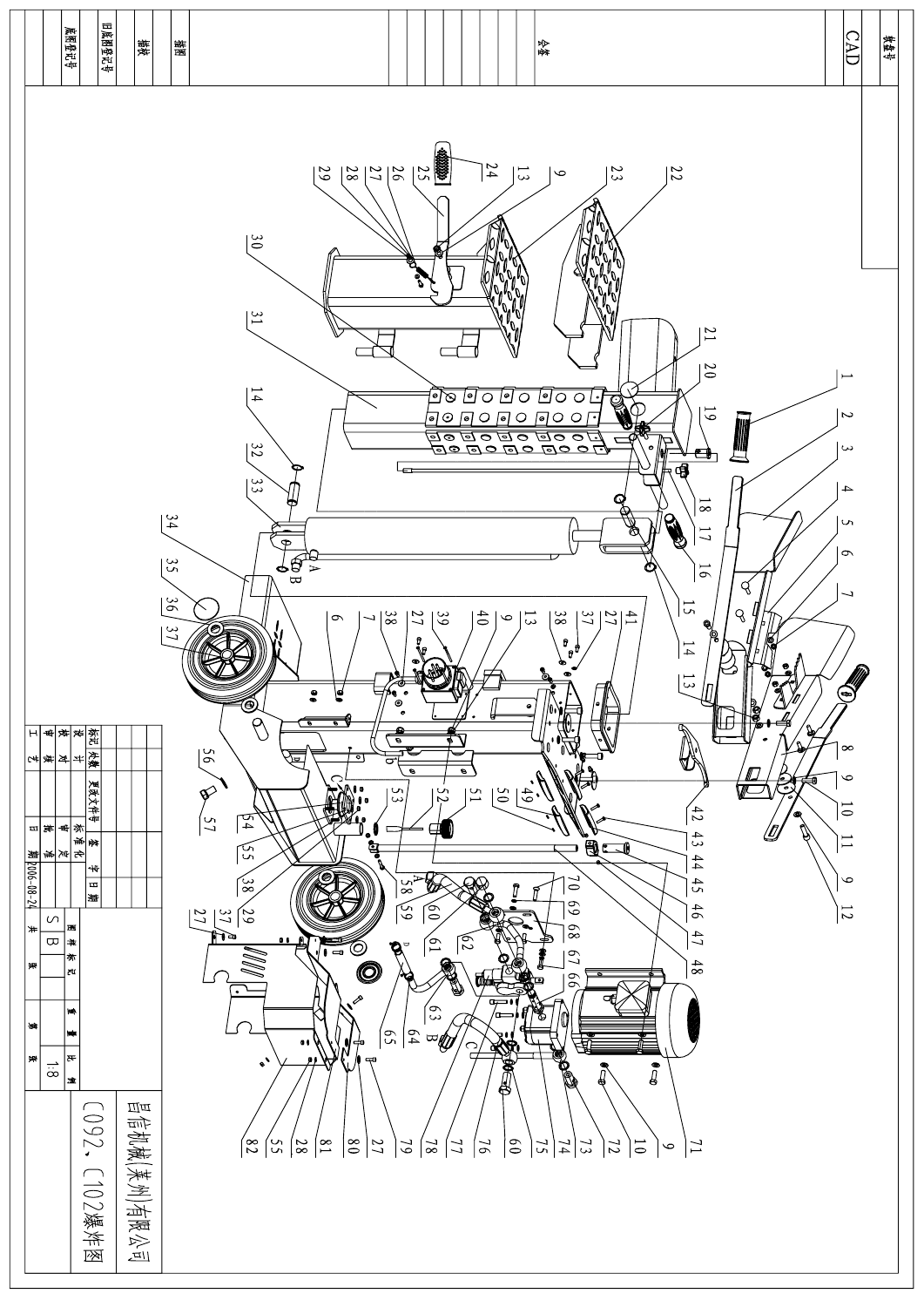# C092、C102爆炸图

昌信机械(苏州)有限公司

| 标记 | 处数 | 更改文件号 | 签名 | 日期 |
|---|---|---|---|---|
| 设计 | | 标准化 | | |
| 校对 | | 审定 | | |
| 审核 | | 批准 | | |
| 工艺 | | 日期 | 2006-08-24 | |

| 图样标记 | 重量 | 比例 |
|---|---|---|
| S B | | 1:8 |

共 张 第 张

| 底图总号 | 旧底图总号 | 描校 | 描图 | 会签 |
|---|---|---|---|---|

CAD

软盘号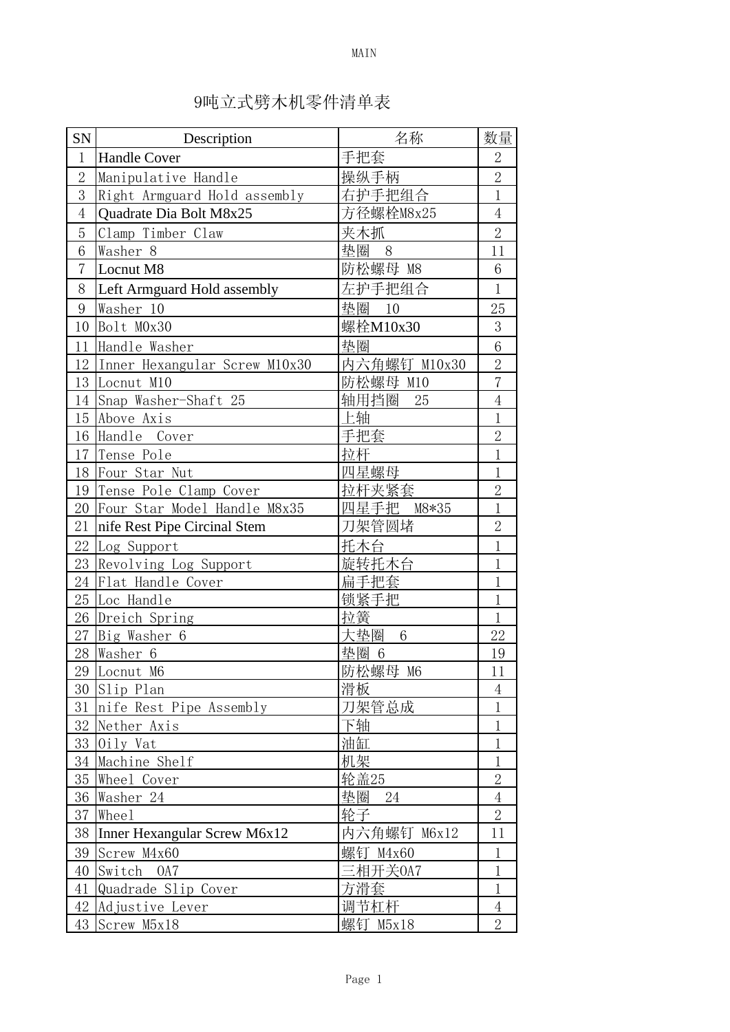# 9吨立式劈木机零件清单表

| SN | Description | 名称 | 数量 |
|---|---|---|---|
| 1 | Handle Cover | 手把套 | 2 |
| 2 | Manipulative Handle | 操纵手柄 | 2 |
| 3 | Right Armguard Hold assembly | 右护手把组合 | 1 |
| 4 | Quadrate Dia Bolt M8x25 | 方径螺栓M8x25 | 4 |
| 5 | Clamp Timber Claw | 夹木抓 | 2 |
| 6 | Washer 8 | 垫圈 8 | 11 |
| 7 | Locnut M8 | 防松螺母 M8 | 6 |
| 8 | Left Armguard Hold assembly | 左护手把组合 | 1 |
| 9 | Washer 10 | 垫圈 10 | 25 |
| 10 | Bolt M0x30 | 螺栓M10x30 | 3 |
| 11 | Handle Washer | 垫圈 | 6 |
| 12 | Inner Hexangular Screw M10x30 | 内六角螺钉 M10x30 | 2 |
| 13 | Locnut M10 | 防松螺母 M10 | 7 |
| 14 | Snap Washer-Shaft 25 | 轴用挡圈 25 | 4 |
| 15 | Above Axis | 上轴 | 1 |
| 16 | Handle Cover | 手把套 | 2 |
| 17 | Tense Pole | 拉杆 | 1 |
| 18 | Four Star Nut | 四星螺母 | 1 |
| 19 | Tense Pole Clamp Cover | 拉杆夹紧套 | 2 |
| 20 | Four Star Model Handle M8x35 | 四星手把 M8*35 | 1 |
| 21 | nife Rest Pipe Circinal Stem | 刀架管圆堵 | 2 |
| 22 | Log Support | 托木台 | 1 |
| 23 | Revolving Log Support | 旋转托木台 | 1 |
| 24 | Flat Handle Cover | 扁手把套 | 1 |
| 25 | Loc Handle | 锁紧手把 | 1 |
| 26 | Dreich Spring | 拉簧 | 1 |
| 27 | Big Washer 6 | 大垫圈 6 | 22 |
| 28 | Washer 6 | 垫圈 6 | 19 |
| 29 | Locnut M6 | 防松螺母 M6 | 11 |
| 30 | Slip Plan | 滑板 | 4 |
| 31 | nife Rest Pipe Assembly | 刀架管总成 | 1 |
| 32 | Nether Axis | 下轴 | 1 |
| 33 | Oily Vat | 油缸 | 1 |
| 34 | Machine Shelf | 机架 | 1 |
| 35 | Wheel Cover | 轮盖25 | 2 |
| 36 | Washer 24 | 垫圈 24 | 4 |
| 37 | Wheel | 轮子 | 2 |
| 38 | Inner Hexangular Screw M6x12 | 内六角螺钉 M6x12 | 11 |
| 39 | Screw M4x60 | 螺钉 M4x60 | 1 |
| 40 | Switch 0A7 | 三相开关0A7 | 1 |
| 41 | Quadrade Slip Cover | 方滑套 | 1 |
| 42 | Adjustive Lever | 调节杠杆 | 4 |
| 43 | Screw M5x18 | 螺钉 M5x18 | 2 |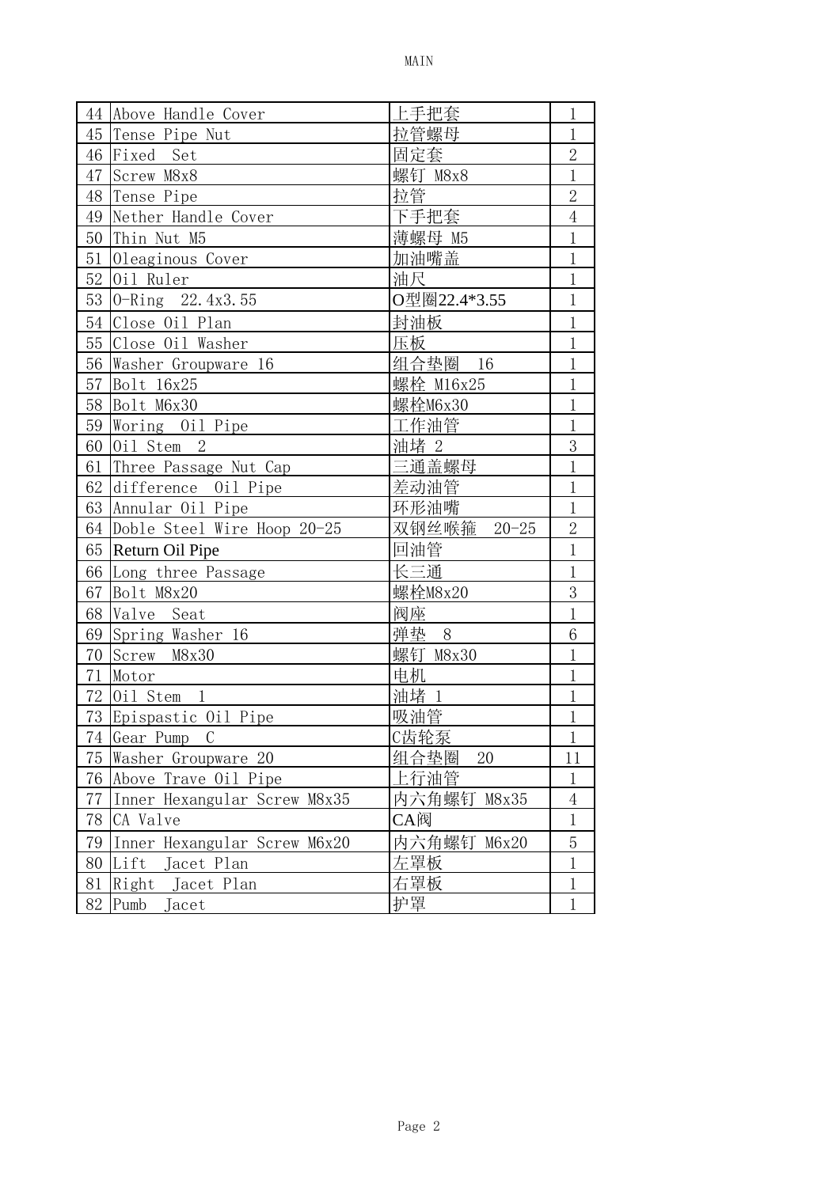| | | | |
|---|---|---|---|
| 44 | Above Handle Cover | 上手把套 | 1 |
| 45 | Tense Pipe Nut | 拉管螺母 | 1 |
| 46 | Fixed Set | 固定套 | 2 |
| 47 | Screw M8x8 | 螺钉 M8x8 | 1 |
| 48 | Tense Pipe | 拉管 | 2 |
| 49 | Nether Handle Cover | 下手把套 | 4 |
| 50 | Thin Nut M5 | 薄螺母 M5 | 1 |
| 51 | Oleaginous Cover | 加油嘴盖 | 1 |
| 52 | Oil Ruler | 油尺 | 1 |
| 53 | O-Ring 22.4x3.55 | O型圈22.4*3.55 | 1 |
| 54 | Close Oil Plan | 封油板 | 1 |
| 55 | Close Oil Washer | 压板 | 1 |
| 56 | Washer Groupware 16 | 组合垫圈 16 | 1 |
| 57 | Bolt 16x25 | 螺栓 M16x25 | 1 |
| 58 | Bolt M6x30 | 螺栓M6x30 | 1 |
| 59 | Woring Oil Pipe | 工作油管 | 1 |
| 60 | Oil Stem 2 | 油堵 2 | 3 |
| 61 | Three Passage Nut Cap | 三通盖螺母 | 1 |
| 62 | difference Oil Pipe | 差动油管 | 1 |
| 63 | Annular Oil Pipe | 环形油嘴 | 1 |
| 64 | Doble Steel Wire Hoop 20-25 | 双钢丝喉箍 20-25 | 2 |
| 65 | Return Oil Pipe | 回油管 | 1 |
| 66 | Long three Passage | 长三通 | 1 |
| 67 | Bolt M8x20 | 螺栓M8x20 | 3 |
| 68 | Valve Seat | 阀座 | 1 |
| 69 | Spring Washer 16 | 弹垫 8 | 6 |
| 70 | Screw M8x30 | 螺钉 M8x30 | 1 |
| 71 | Motor | 电机 | 1 |
| 72 | Oil Stem 1 | 油堵 1 | 1 |
| 73 | Epispastic Oil Pipe | 吸油管 | 1 |
| 74 | Gear Pump C | C齿轮泵 | 1 |
| 75 | Washer Groupware 20 | 组合垫圈 20 | 11 |
| 76 | Above Trave Oil Pipe | 上行油管 | 1 |
| 77 | Inner Hexangular Screw M8x35 | 内六角螺钉 M8x35 | 4 |
| 78 | CA Valve | CA阀 | 1 |
| 79 | Inner Hexangular Screw M6x20 | 内六角螺钉 M6x20 | 5 |
| 80 | Lift Jacet Plan | 左罩板 | 1 |
| 81 | Right Jacet Plan | 右罩板 | 1 |
| 82 | Pumb Jacet | 护罩 | 1 |